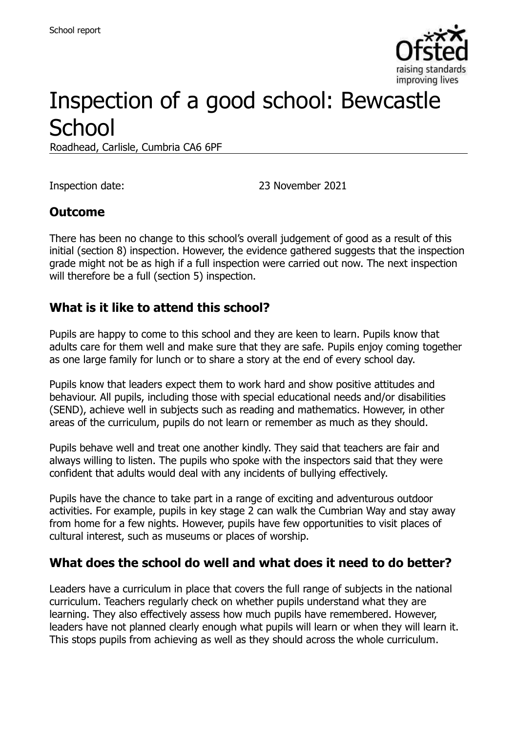# Inspection of a good school: Bewcastle School

Roadhead, Carlisle, Cumbria CA6 6PF

Inspection date: 23 November 2021

## Outcome

There has been no change to this school's overall judgement of good as a result of this initial (section 8) inspection. However, the evidence gathered suggests that the inspection grade might not be as high if a full inspection were carried out now. The next inspection will therefore be a full (section 5) inspection.

## What is it like to attend this school?

Pupils are happy to come to this school and they are keen to learn. Pupils know that adults care for them well and make sure that they are safe. Pupils enjoy coming together as one large family for lunch or to share a story at the end of every school day.

Pupils know that leaders expect them to work hard and show positive attitudes and behaviour. All pupils, including those with special educational needs and/or disabilities (SEND), achieve well in subjects such as reading and mathematics. However, in other areas of the curriculum, pupils do not learn or remember as much as they should.

Pupils behave well and treat one another kindly. They said that teachers are fair and always willing to listen. The pupils who spoke with the inspectors said that they were confident that adults would deal with any incidents of bullying effectively.

Pupils have the chance to take part in a range of exciting and adventurous outdoor activities. For example, pupils in key stage 2 can walk the Cumbrian Way and stay away from home for a few nights. However, pupils have few opportunities to visit places of cultural interest, such as museums or places of worship.

## What does the school do well and what does it need to do better?

Leaders have a curriculum in place that covers the full range of subjects in the national curriculum. Teachers regularly check on whether pupils understand what they are learning. They also effectively assess how much pupils have remembered. However, leaders have not planned clearly enough what pupils will learn or when they will learn it. This stops pupils from achieving as well as they should across the whole curriculum.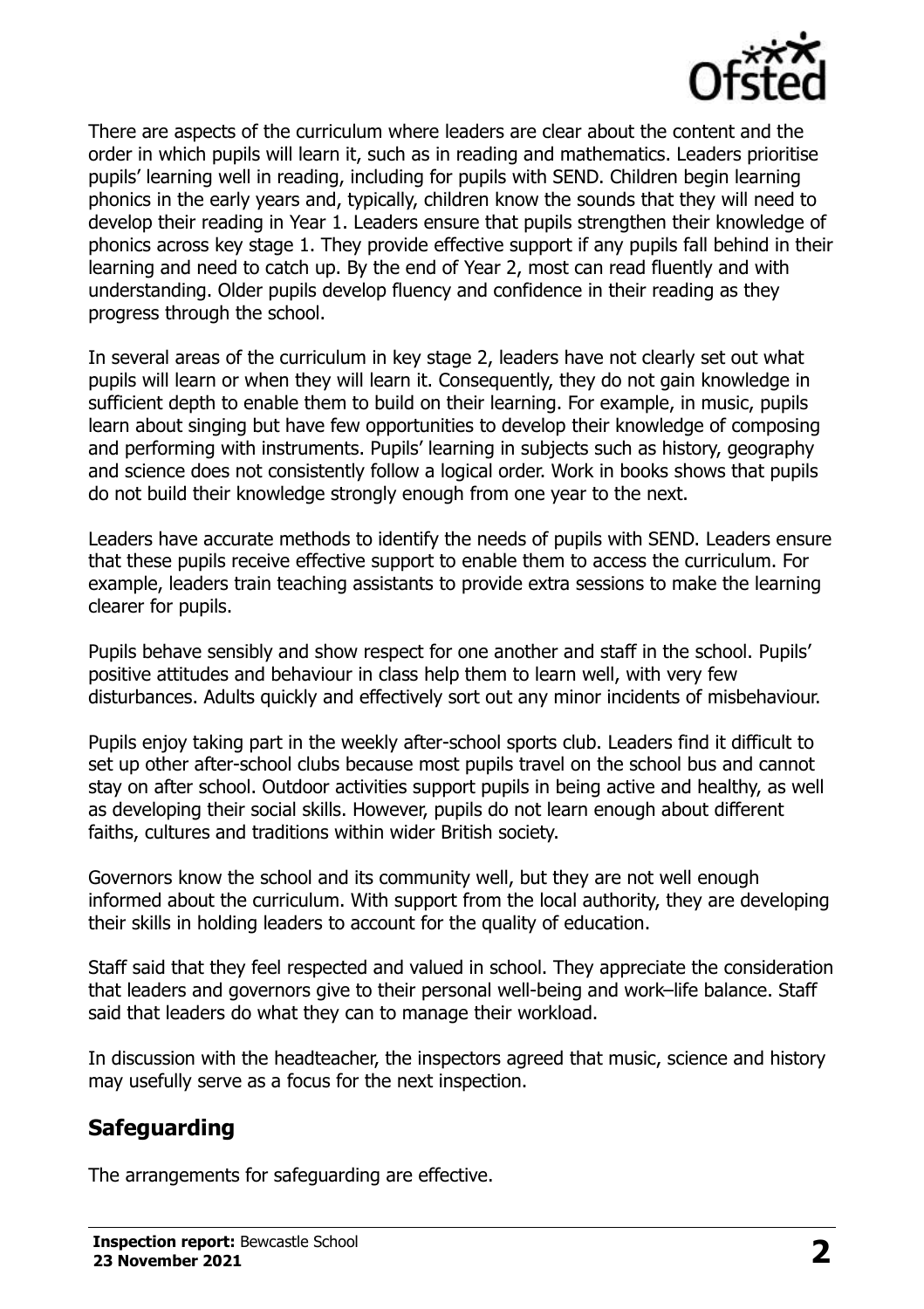There are aspects of the curriculum where leaders are clear about the content and the order in which pupils will learn it, such as in reading and mathematics. Leaders prioritise pupils' learning well in reading, including for pupils with SEND. Children begin learning phonics in the early years and, typically, children know the sounds that they will need to develop their reading in Year 1. Leaders ensure that pupils strengthen their knowledge of phonics across key stage 1. They provide effective support if any pupils fall behind in their learning and need to catch up. By the end of Year 2, most can read fluently and with understanding. Older pupils develop fluency and confidence in their reading as they progress through the school.

In several areas of the curriculum in key stage 2, leaders have not clearly set out what pupils will learn or when they will learn it. Consequently, they do not gain knowledge in sufficient depth to enable them to build on their learning. For example, in music, pupils learn about singing but have few opportunities to develop their knowledge of composing and performing with instruments. Pupils' learning in subjects such as history, geography and science does not consistently follow a logical order. Work in books shows that pupils do not build their knowledge strongly enough from one year to the next.

Leaders have accurate methods to identify the needs of pupils with SEND. Leaders ensure that these pupils receive effective support to enable them to access the curriculum. For example, leaders train teaching assistants to provide extra sessions to make the learning clearer for pupils.

Pupils behave sensibly and show respect for one another and staff in the school. Pupils' positive attitudes and behaviour in class help them to learn well, with very few disturbances. Adults quickly and effectively sort out any minor incidents of misbehaviour.

Pupils enjoy taking part in the weekly after-school sports club. Leaders find it difficult to set up other after-school clubs because most pupils travel on the school bus and cannot stay on after school. Outdoor activities support pupils in being active and healthy, as well as developing their social skills. However, pupils do not learn enough about different faiths, cultures and traditions within wider British society.

Governors know the school and its community well, but they are not well enough informed about the curriculum. With support from the local authority, they are developing their skills in holding leaders to account for the quality of education.

Staff said that they feel respected and valued in school. They appreciate the consideration that leaders and governors give to their personal well-being and work–life balance. Staff said that leaders do what they can to manage their workload.

In discussion with the headteacher, the inspectors agreed that music, science and history may usefully serve as a focus for the next inspection.

## Safeguarding

The arrangements for safeguarding are effective.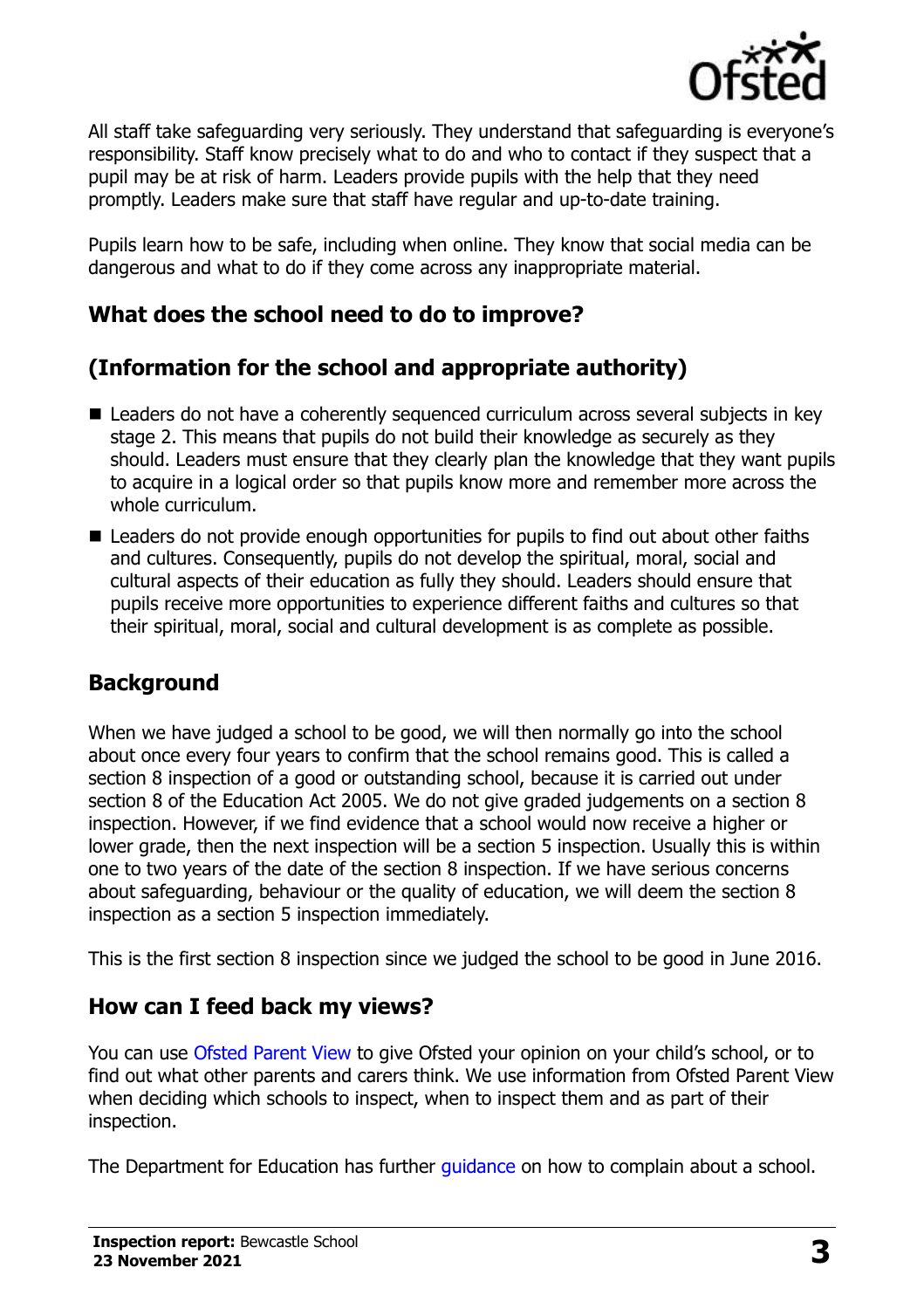All staff take safeguarding very seriously. They understand that safeguarding is everyone's responsibility. Staff know precisely what to do and who to contact if they suspect that a pupil may be at risk of harm. Leaders provide pupils with the help that they need promptly. Leaders make sure that staff have regular and up-to-date training.

Pupils learn how to be safe, including when online. They know that social media can be dangerous and what to do if they come across any inappropriate material.

## What does the school need to do to improve?

## (Information for the school and appropriate authority)

- Leaders do not have a coherently sequenced curriculum across several subjects in key stage 2. This means that pupils do not build their knowledge as securely as they should. Leaders must ensure that they clearly plan the knowledge that they want pupils to acquire in a logical order so that pupils know more and remember more across the whole curriculum.
- Leaders do not provide enough opportunities for pupils to find out about other faiths and cultures. Consequently, pupils do not develop the spiritual, moral, social and cultural aspects of their education as fully they should. Leaders should ensure that pupils receive more opportunities to experience different faiths and cultures so that their spiritual, moral, social and cultural development is as complete as possible.

## Background

When we have judged a school to be good, we will then normally go into the school about once every four years to confirm that the school remains good. This is called a section 8 inspection of a good or outstanding school, because it is carried out under section 8 of the Education Act 2005. We do not give graded judgements on a section 8 inspection. However, if we find evidence that a school would now receive a higher or lower grade, then the next inspection will be a section 5 inspection. Usually this is within one to two years of the date of the section 8 inspection. If we have serious concerns about safeguarding, behaviour or the quality of education, we will deem the section 8 inspection as a section 5 inspection immediately.

This is the first section 8 inspection since we judged the school to be good in June 2016.

## How can I feed back my views?

You can use Ofsted Parent View to give Ofsted your opinion on your child's school, or to find out what other parents and carers think. We use information from Ofsted Parent View when deciding which schools to inspect, when to inspect them and as part of their inspection.

The Department for Education has further guidance on how to complain about a school.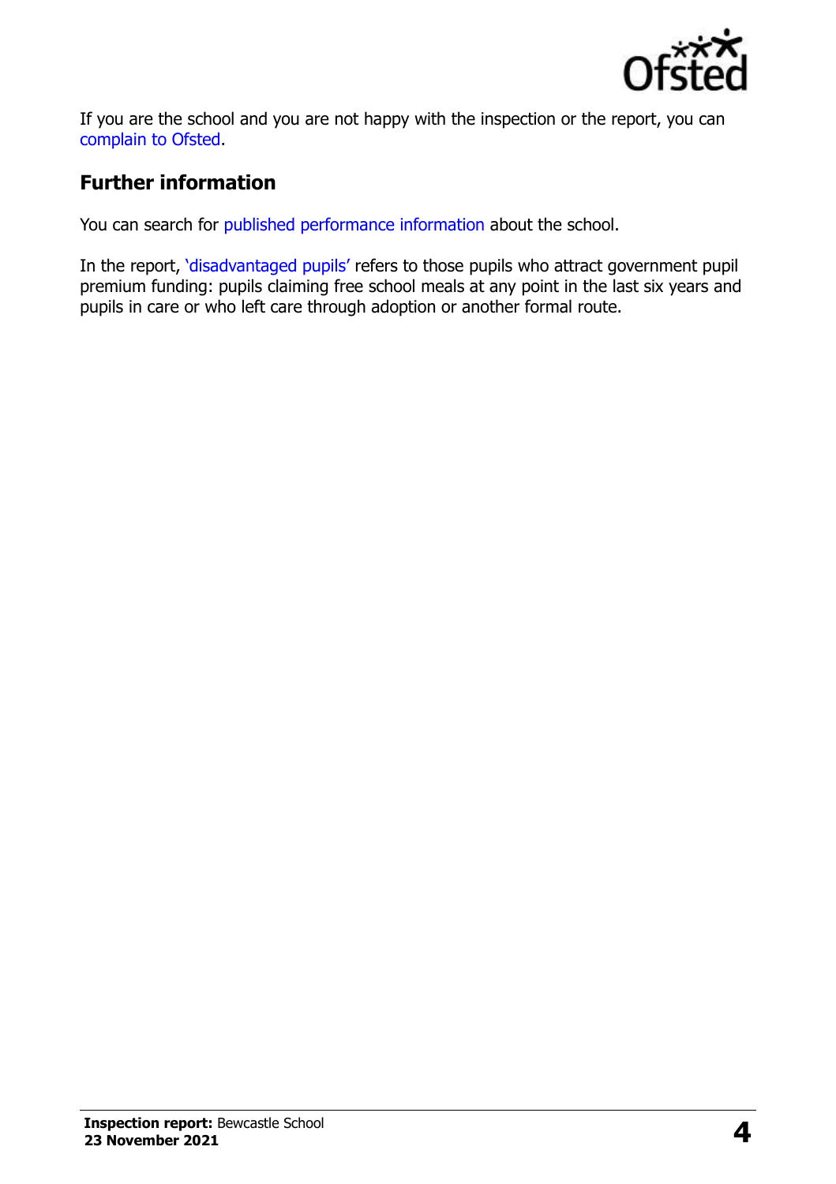If you are the school and you are not happy with the inspection or the report, you can complain to Ofsted.

## Further information

You can search for published performance information about the school.

In the report, 'disadvantaged pupils' refers to those pupils who attract government pupil premium funding: pupils claiming free school meals at any point in the last six years and pupils in care or who left care through adoption or another formal route.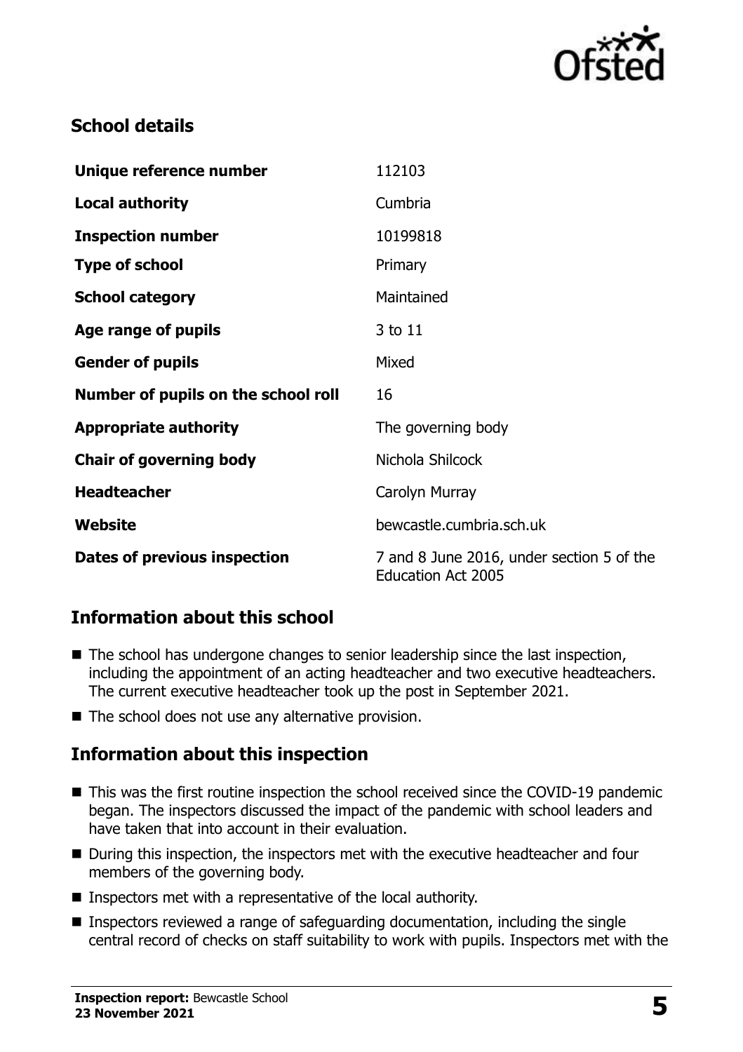## School details

| | |
|---|---|
| **Unique reference number** | 112103 |
| **Local authority** | Cumbria |
| **Inspection number** | 10199818 |
| **Type of school** | Primary |
| **School category** | Maintained |
| **Age range of pupils** | 3 to 11 |
| **Gender of pupils** | Mixed |
| **Number of pupils on the school roll** | 16 |
| **Appropriate authority** | The governing body |
| **Chair of governing body** | Nichola Shilcock |
| **Headteacher** | Carolyn Murray |
| **Website** | bewcastle.cumbria.sch.uk |
| **Dates of previous inspection** | 7 and 8 June 2016, under section 5 of the Education Act 2005 |

## Information about this school

- The school has undergone changes to senior leadership since the last inspection, including the appointment of an acting headteacher and two executive headteachers. The current executive headteacher took up the post in September 2021.
- The school does not use any alternative provision.

## Information about this inspection

- This was the first routine inspection the school received since the COVID-19 pandemic began. The inspectors discussed the impact of the pandemic with school leaders and have taken that into account in their evaluation.
- During this inspection, the inspectors met with the executive headteacher and four members of the governing body.
- Inspectors met with a representative of the local authority.
- Inspectors reviewed a range of safeguarding documentation, including the single central record of checks on staff suitability to work with pupils. Inspectors met with the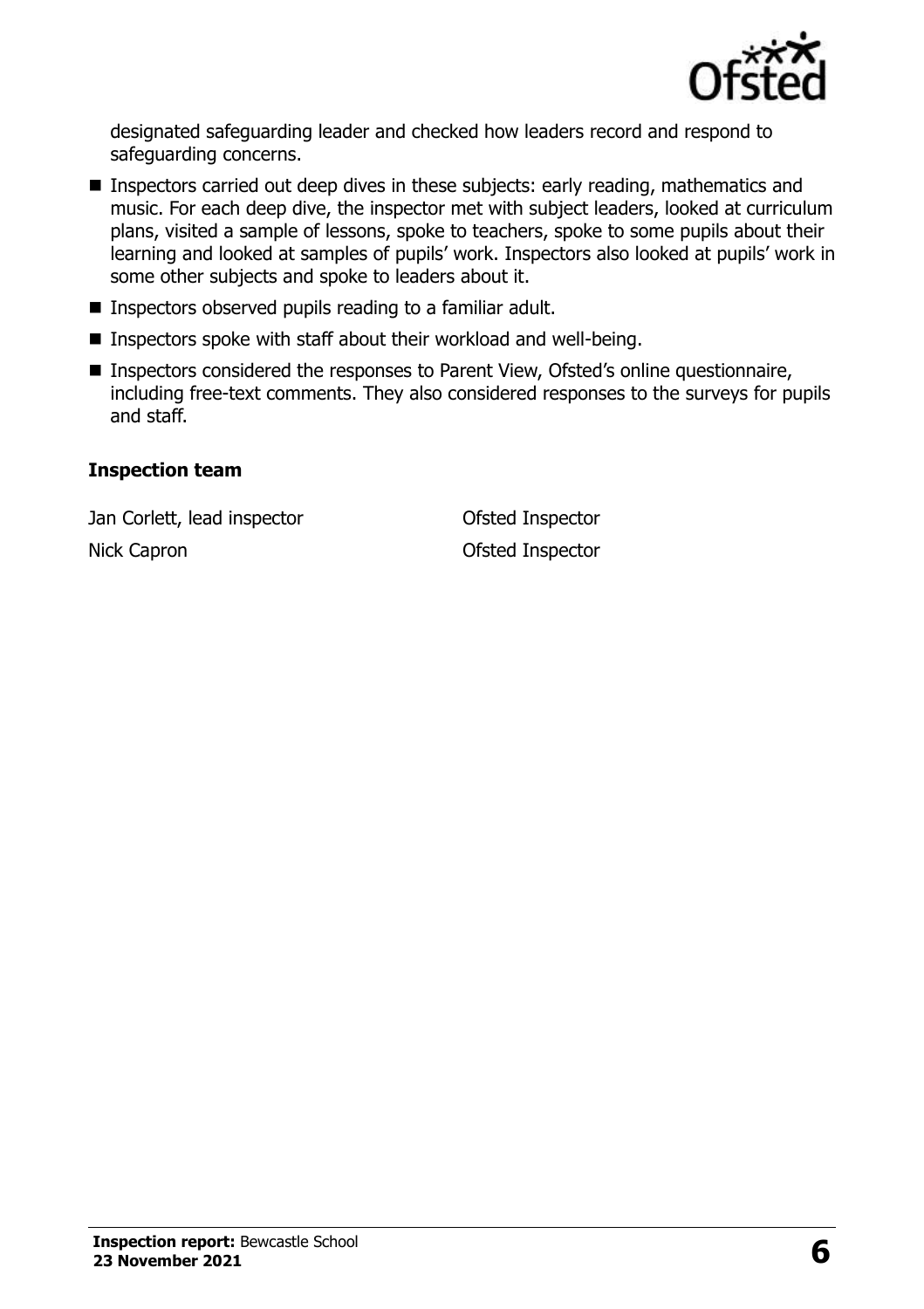designated safeguarding leader and checked how leaders record and respond to safeguarding concerns.

- Inspectors carried out deep dives in these subjects: early reading, mathematics and music. For each deep dive, the inspector met with subject leaders, looked at curriculum plans, visited a sample of lessons, spoke to teachers, spoke to some pupils about their learning and looked at samples of pupils' work. Inspectors also looked at pupils' work in some other subjects and spoke to leaders about it.
- Inspectors observed pupils reading to a familiar adult.
- Inspectors spoke with staff about their workload and well-being.
- Inspectors considered the responses to Parent View, Ofsted's online questionnaire, including free-text comments. They also considered responses to the surveys for pupils and staff.

## Inspection team

| | |
|---|---|
| Jan Corlett, lead inspector | Ofsted Inspector |
| Nick Capron | Ofsted Inspector |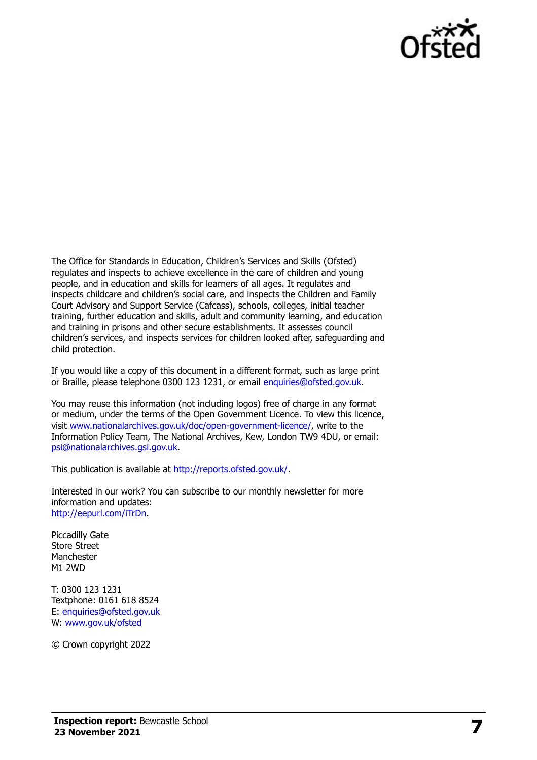The Office for Standards in Education, Children's Services and Skills (Ofsted) regulates and inspects to achieve excellence in the care of children and young people, and in education and skills for learners of all ages. It regulates and inspects childcare and children's social care, and inspects the Children and Family Court Advisory and Support Service (Cafcass), schools, colleges, initial teacher training, further education and skills, adult and community learning, and education and training in prisons and other secure establishments. It assesses council children's services, and inspects services for children looked after, safeguarding and child protection.

If you would like a copy of this document in a different format, such as large print or Braille, please telephone 0300 123 1231, or email enquiries@ofsted.gov.uk.

You may reuse this information (not including logos) free of charge in any format or medium, under the terms of the Open Government Licence. To view this licence, visit www.nationalarchives.gov.uk/doc/open-government-licence/, write to the Information Policy Team, The National Archives, Kew, London TW9 4DU, or email: psi@nationalarchives.gsi.gov.uk.

This publication is available at http://reports.ofsted.gov.uk/.

Interested in our work? You can subscribe to our monthly newsletter for more information and updates:
http://eepurl.com/iTrDn.

Piccadilly Gate
Store Street
Manchester
M1 2WD

T: 0300 123 1231
Textphone: 0161 618 8524
E: enquiries@ofsted.gov.uk
W: www.gov.uk/ofsted

© Crown copyright 2022